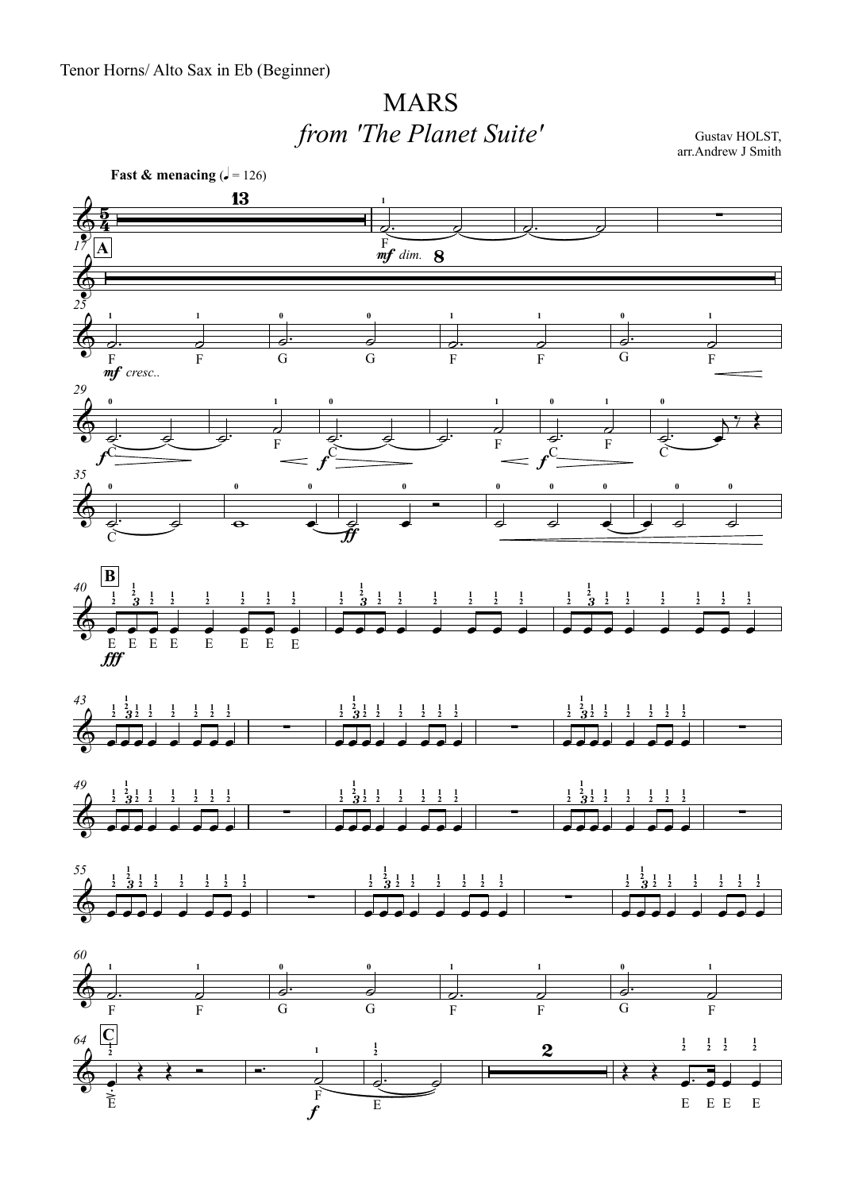Tenor Horns/ Alto Sax in Eb (Beginner)

# MARS

## *from 'The Planet Suite'*

Gustav HOLST,
arr.Andrew J Smith

**Fast & menacing** (♩ = 126)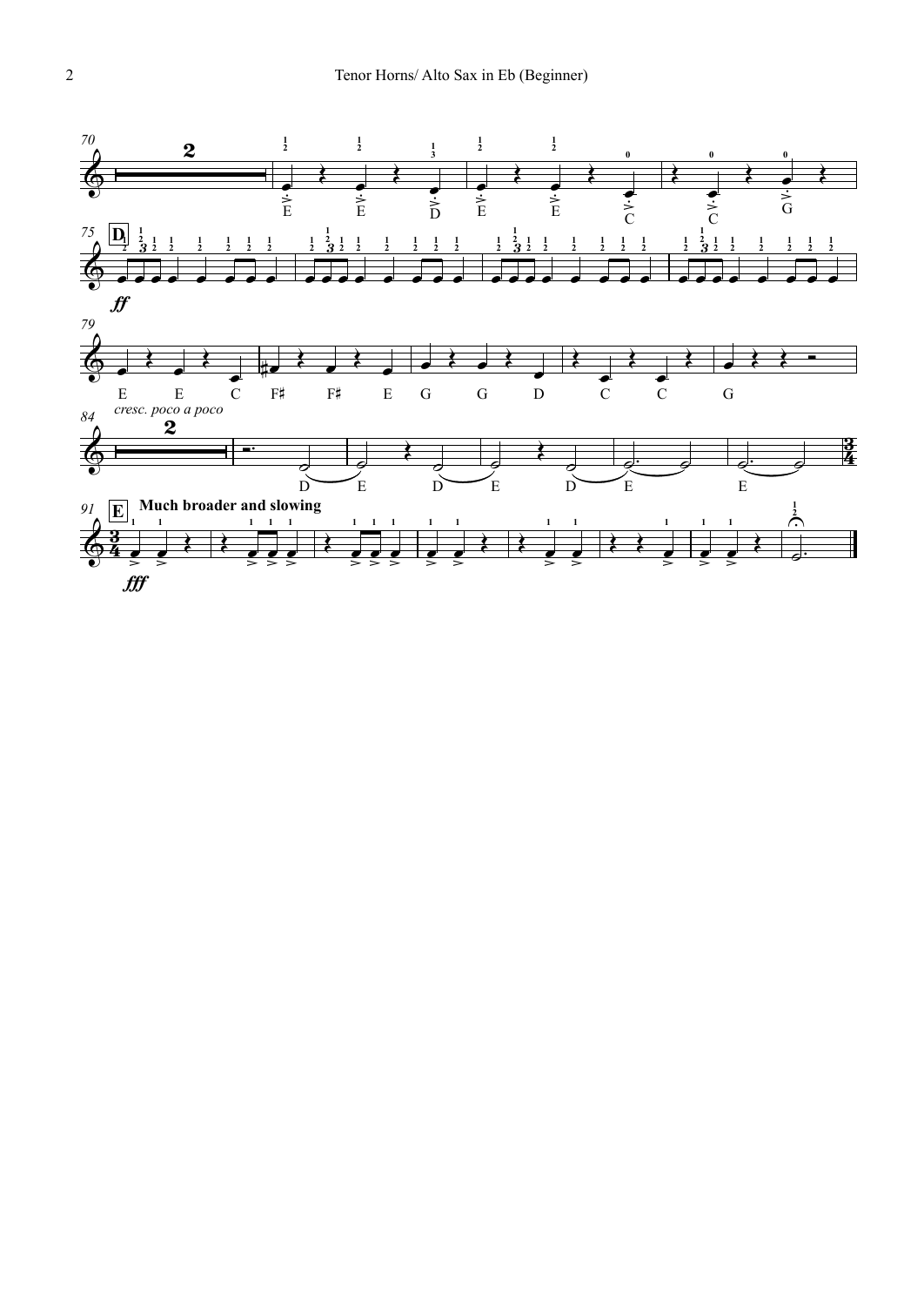70

E E D E E C C G

75 **D**

*ff*

79

E E C F♯ F♯ E G G D C C G

84

*cresc. poco a poco*

D E D E D E E

91 **E** **Much broader and slowing**

*fff*